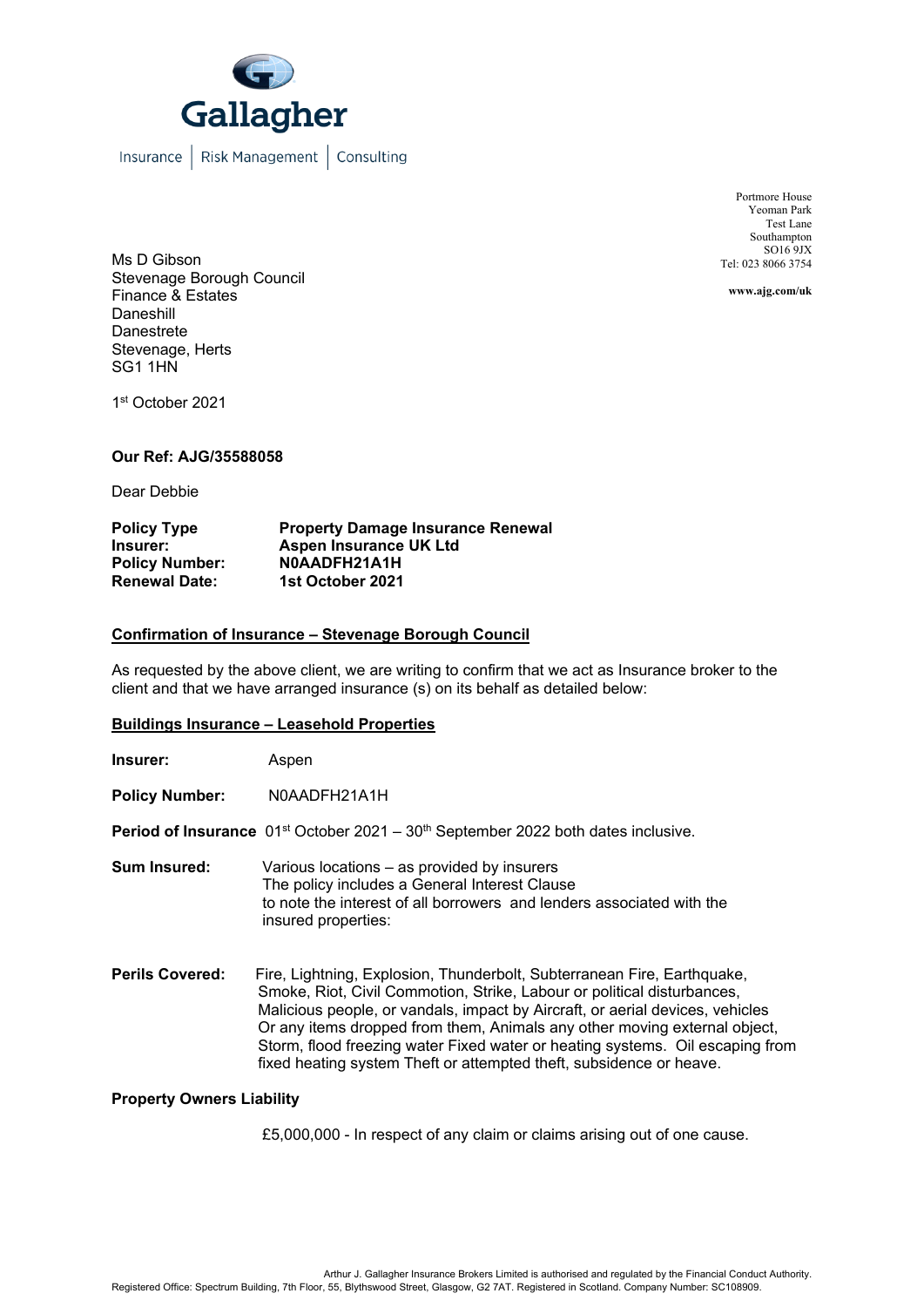Gallagher

Insurance | Risk Management | Consulting

Portmore House
Yeoman Park
Test Lane
Southampton
SO16 9JX
Tel: 023 8066 3754

**www.ajg.com/uk**

Ms D Gibson
Stevenage Borough Council
Finance & Estates
Daneshill
Danestrete
Stevenage, Herts
SG1 1HN

1st October 2021

**Our Ref: AJG/35588058**

Dear Debbie

| | |
|---|---|
| **Policy Type** | **Property Damage Insurance Renewal** |
| **Insurer:** | **Aspen Insurance UK Ltd** |
| **Policy Number:** | **N0AADFH21A1H** |
| **Renewal Date:** | **1st October 2021** |

**Confirmation of Insurance – Stevenage Borough Council**

As requested by the above client, we are writing to confirm that we act as Insurance broker to the client and that we have arranged insurance (s) on its behalf as detailed below:

**Buildings Insurance – Leasehold Properties**

**Insurer:** Aspen

**Policy Number:** N0AADFH21A1H

**Period of Insurance** 01st October 2021 – 30th September 2022 both dates inclusive.

**Sum Insured:** Various locations – as provided by insurers
The policy includes a General Interest Clause
to note the interest of all borrowers and lenders associated with the insured properties:

**Perils Covered:** Fire, Lightning, Explosion, Thunderbolt, Subterranean Fire, Earthquake, Smoke, Riot, Civil Commotion, Strike, Labour or political disturbances, Malicious people, or vandals, impact by Aircraft, or aerial devices, vehicles Or any items dropped from them, Animals any other moving external object, Storm, flood freezing water Fixed water or heating systems. Oil escaping from fixed heating system Theft or attempted theft, subsidence or heave.

**Property Owners Liability**

£5,000,000 - In respect of any claim or claims arising out of one cause.

Arthur J. Gallagher Insurance Brokers Limited is authorised and regulated by the Financial Conduct Authority.
Registered Office: Spectrum Building, 7th Floor, 55, Blythswood Street, Glasgow, G2 7AT. Registered in Scotland. Company Number: SC108909.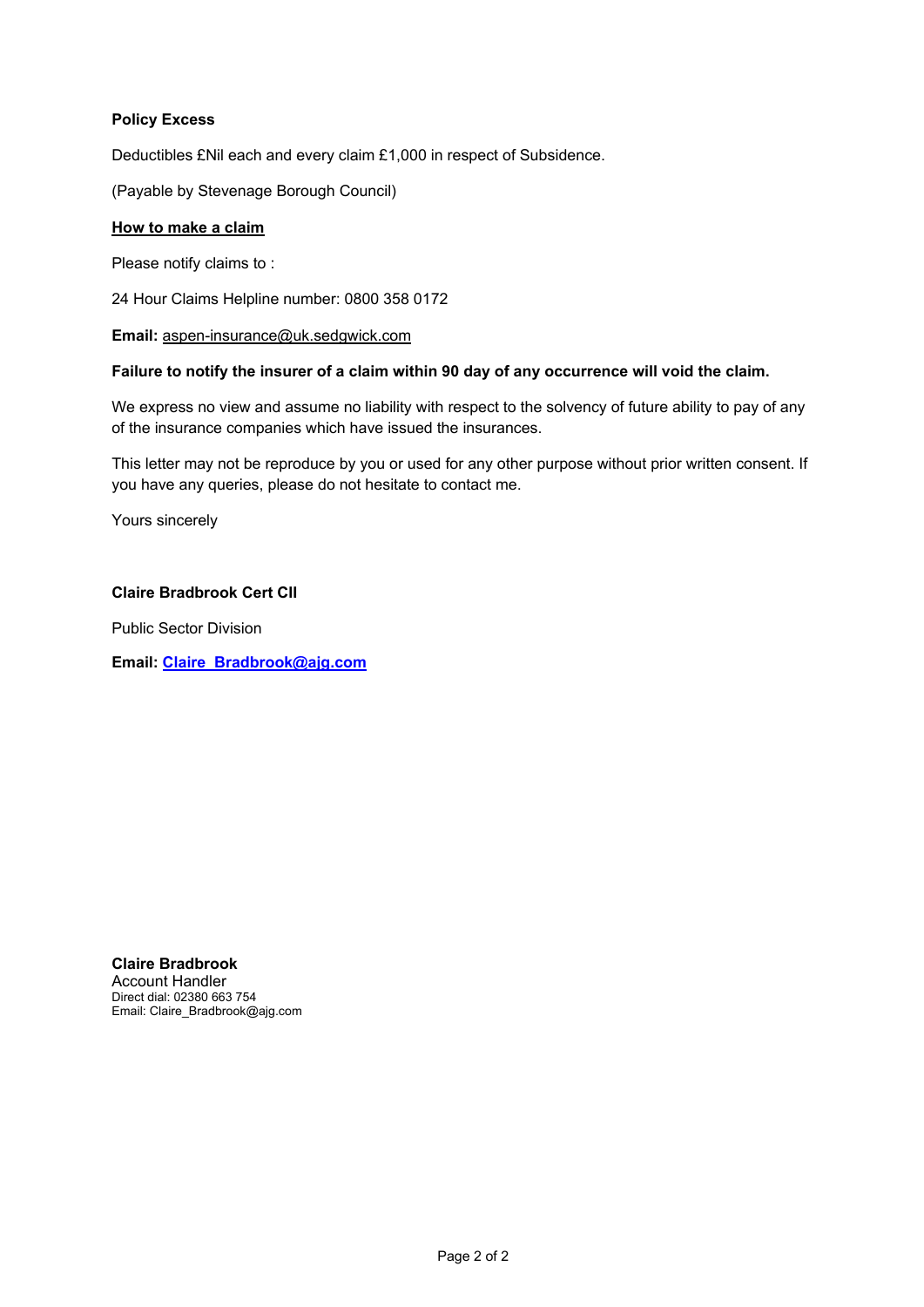**Policy Excess**

Deductibles £Nil each and every claim £1,000 in respect of Subsidence.

(Payable by Stevenage Borough Council)

**How to make a claim**

Please notify claims to :

24 Hour Claims Helpline number: 0800 358 0172

**Email:** aspen-insurance@uk.sedgwick.com

**Failure to notify the insurer of a claim within 90 day of any occurrence will void the claim.**

We express no view and assume no liability with respect to the solvency of future ability to pay of any of the insurance companies which have issued the insurances.

This letter may not be reproduce by you or used for any other purpose without prior written consent. If you have any queries, please do not hesitate to contact me.

Yours sincerely

**Claire Bradbrook Cert CII**

Public Sector Division

**Email: Claire_Bradbrook@ajg.com**

**Claire Bradbrook**
Account Handler
Direct dial: 02380 663 754
Email: Claire_Bradbrook@ajg.com